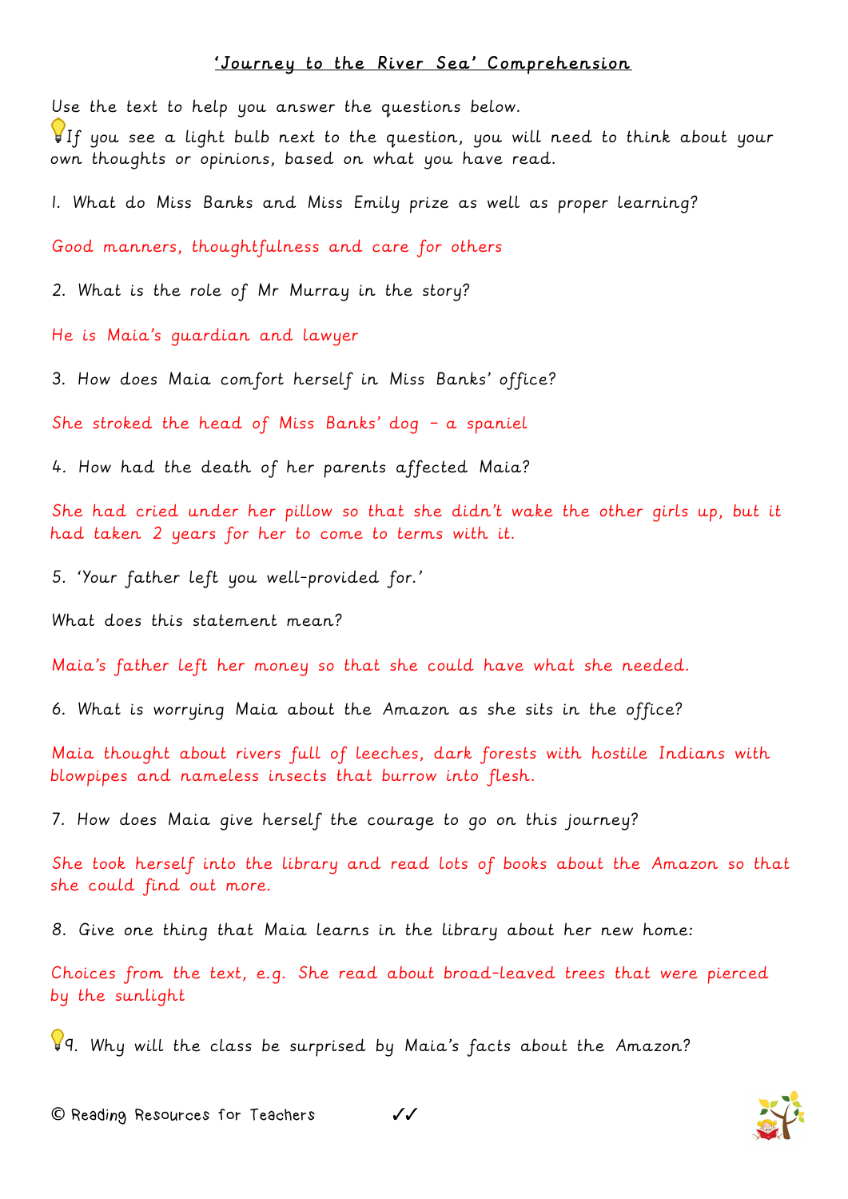# 'Journey to the River Sea' Comprehension

Use the text to help you answer the questions below.

💡If you see a light bulb next to the question, you will need to think about your own thoughts or opinions, based on what you have read.

1. What do Miss Banks and Miss Emily prize as well as proper learning?

Good manners, thoughtfulness and care for others

2. What is the role of Mr Murray in the story?

He is Maia's guardian and lawyer

3. How does Maia comfort herself in Miss Banks' office?

She stroked the head of Miss Banks' dog – a spaniel

4. How had the death of her parents affected Maia?

She had cried under her pillow so that she didn't wake the other girls up, but it had taken 2 years for her to come to terms with it.

5. 'Your father left you well-provided for.'

What does this statement mean?

Maia's father left her money so that she could have what she needed.

6. What is worrying Maia about the Amazon as she sits in the office?

Maia thought about rivers full of leeches, dark forests with hostile Indians with blowpipes and nameless insects that burrow into flesh.

7. How does Maia give herself the courage to go on this journey?

She took herself into the library and read lots of books about the Amazon so that she could find out more.

8. Give one thing that Maia learns in the library about her new home:

Choices from the text, e.g. She read about broad-leaved trees that were pierced by the sunlight

💡9. Why will the class be surprised by Maia's facts about the Amazon?

✓✓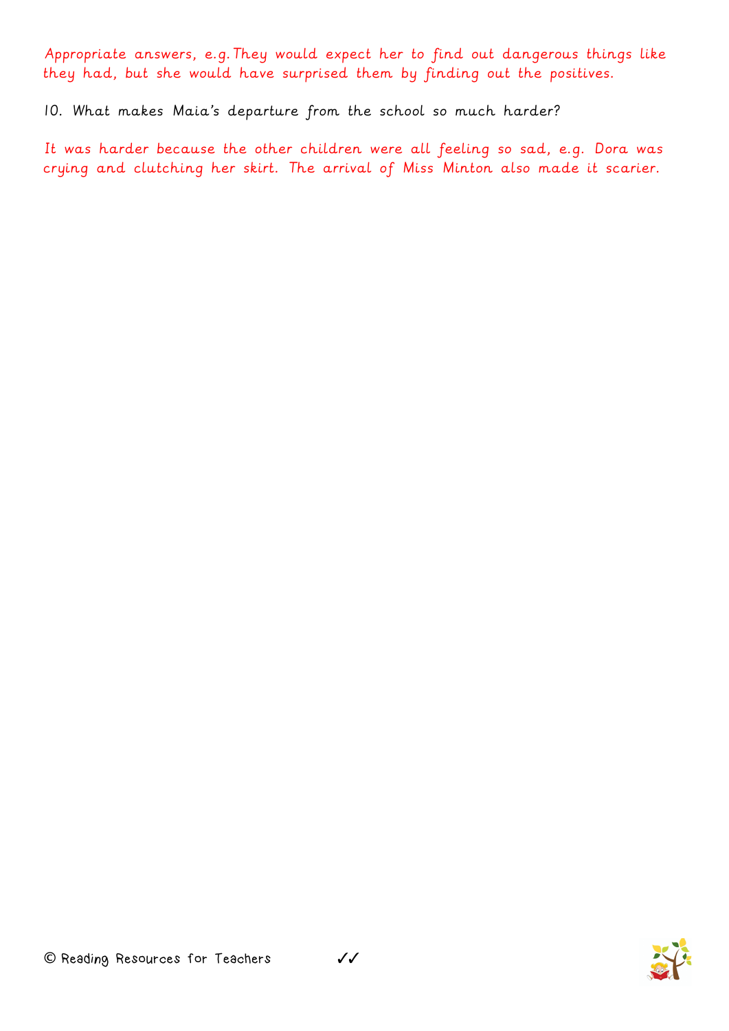Appropriate answers, e.g. They would expect her to find out dangerous things like they had, but she would have surprised them by finding out the positives.

10. What makes Maia's departure from the school so much harder?

It was harder because the other children were all feeling so sad, e.g. Dora was crying and clutching her skirt. The arrival of Miss Minton also made it scarier.

© Reading Resources for Teachers ✓✓